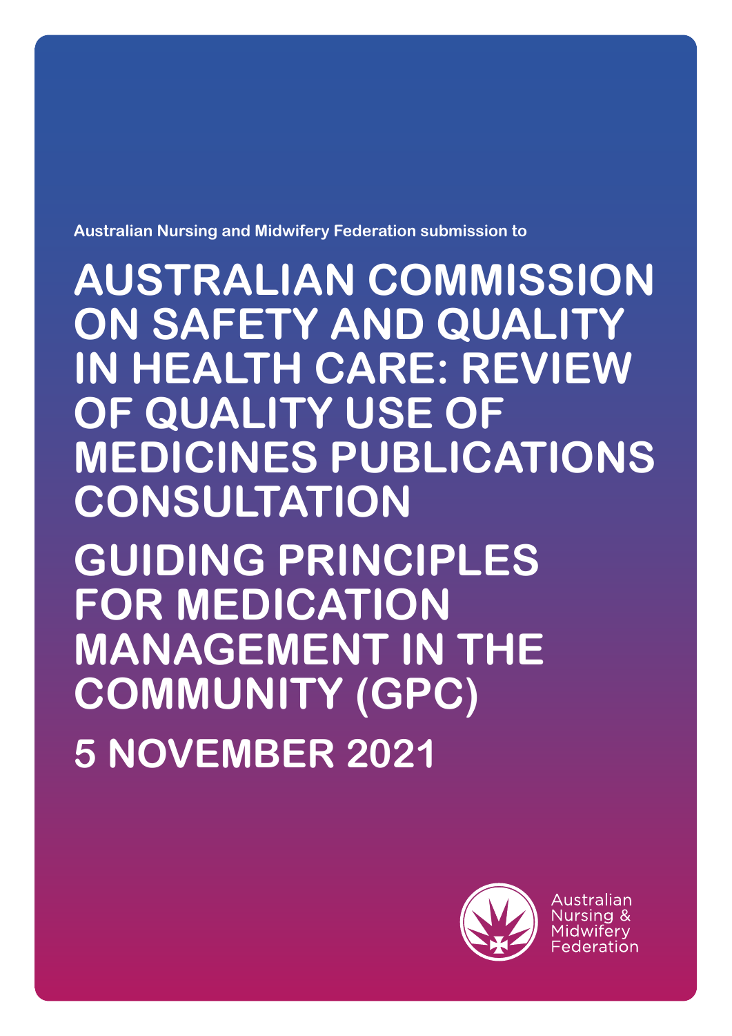Australian Nursing and Midwifery Federation submission to

# AUSTRALIAN COMMISSION ON SAFETY AND QUALITY IN HEALTH CARE: REVIEW OF QUALITY USE OF MEDICINES PUBLICATIONS CONSULTATION

# GUIDING PRINCIPLES FOR MEDICATION MANAGEMENT IN THE COMMUNITY (GPC)

## 5 NOVEMBER 2021

Australian Nursing & Midwifery Federation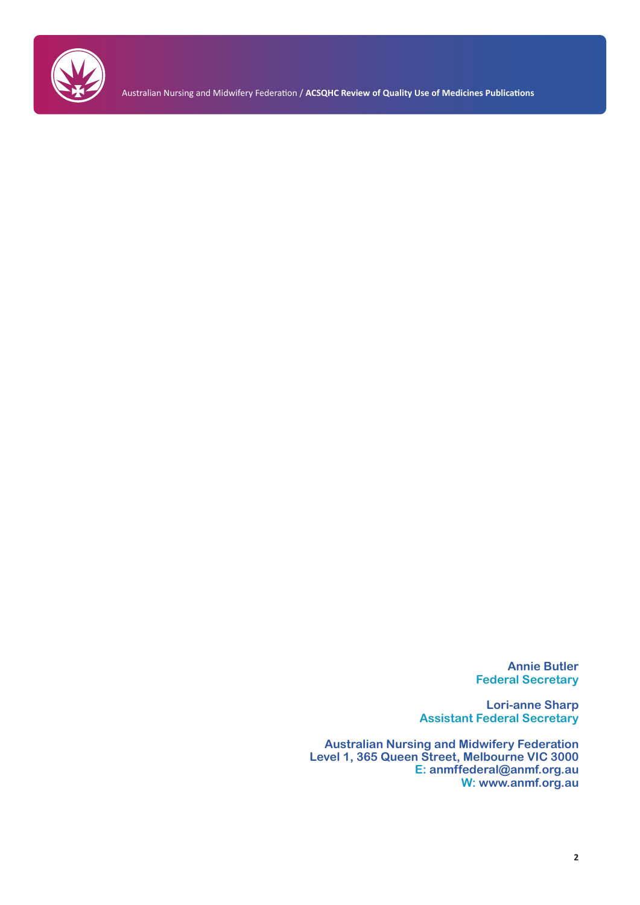**Annie Butler**
**Federal Secretary**

**Lori-anne Sharp**
**Assistant Federal Secretary**

**Australian Nursing and Midwifery Federation**
**Level 1, 365 Queen Street, Melbourne VIC 3000**
**E: anmffederal@anmf.org.au**
**W: www.anmf.org.au**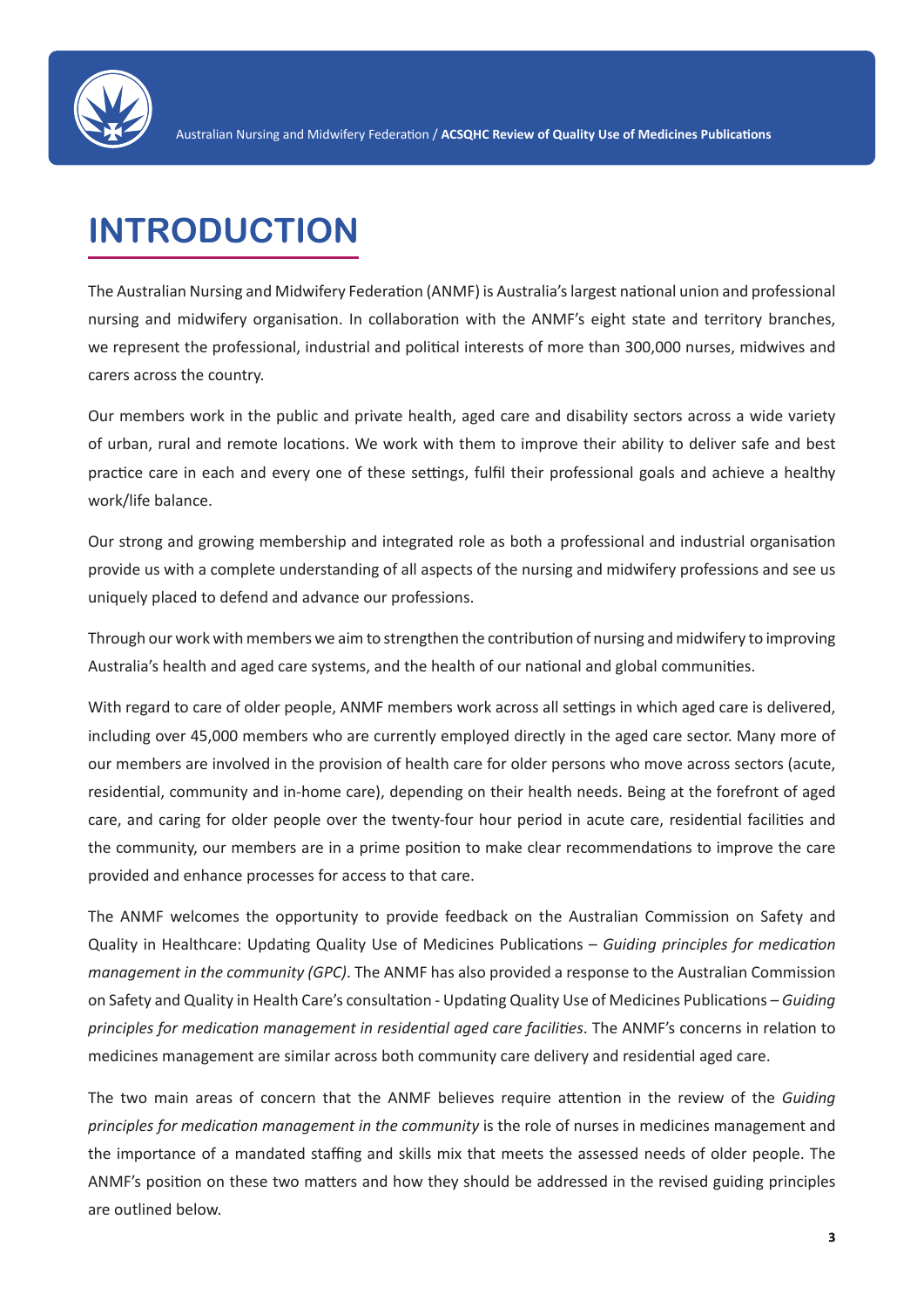# INTRODUCTION

The Australian Nursing and Midwifery Federation (ANMF) is Australia's largest national union and professional nursing and midwifery organisation. In collaboration with the ANMF's eight state and territory branches, we represent the professional, industrial and political interests of more than 300,000 nurses, midwives and carers across the country.

Our members work in the public and private health, aged care and disability sectors across a wide variety of urban, rural and remote locations. We work with them to improve their ability to deliver safe and best practice care in each and every one of these settings, fulfil their professional goals and achieve a healthy work/life balance.

Our strong and growing membership and integrated role as both a professional and industrial organisation provide us with a complete understanding of all aspects of the nursing and midwifery professions and see us uniquely placed to defend and advance our professions.

Through our work with members we aim to strengthen the contribution of nursing and midwifery to improving Australia's health and aged care systems, and the health of our national and global communities.

With regard to care of older people, ANMF members work across all settings in which aged care is delivered, including over 45,000 members who are currently employed directly in the aged care sector. Many more of our members are involved in the provision of health care for older persons who move across sectors (acute, residential, community and in-home care), depending on their health needs. Being at the forefront of aged care, and caring for older people over the twenty-four hour period in acute care, residential facilities and the community, our members are in a prime position to make clear recommendations to improve the care provided and enhance processes for access to that care.

The ANMF welcomes the opportunity to provide feedback on the Australian Commission on Safety and Quality in Healthcare: Updating Quality Use of Medicines Publications – *Guiding principles for medication management in the community (GPC)*. The ANMF has also provided a response to the Australian Commission on Safety and Quality in Health Care's consultation - Updating Quality Use of Medicines Publications – *Guiding principles for medication management in residential aged care facilities*. The ANMF's concerns in relation to medicines management are similar across both community care delivery and residential aged care.

The two main areas of concern that the ANMF believes require attention in the review of the *Guiding principles for medication management in the community* is the role of nurses in medicines management and the importance of a mandated staffing and skills mix that meets the assessed needs of older people. The ANMF's position on these two matters and how they should be addressed in the revised guiding principles are outlined below.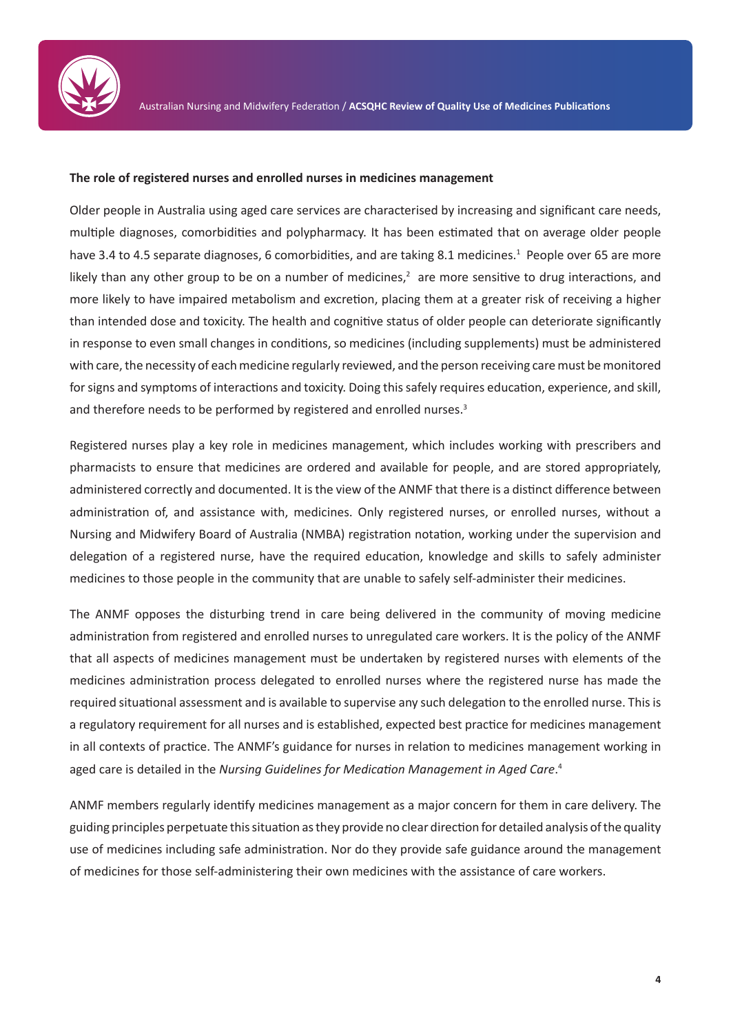**The role of registered nurses and enrolled nurses in medicines management**

Older people in Australia using aged care services are characterised by increasing and significant care needs, multiple diagnoses, comorbidities and polypharmacy. It has been estimated that on average older people have 3.4 to 4.5 separate diagnoses, 6 comorbidities, and are taking 8.1 medicines.[1] People over 65 are more likely than any other group to be on a number of medicines,[2] are more sensitive to drug interactions, and more likely to have impaired metabolism and excretion, placing them at a greater risk of receiving a higher than intended dose and toxicity. The health and cognitive status of older people can deteriorate significantly in response to even small changes in conditions, so medicines (including supplements) must be administered with care, the necessity of each medicine regularly reviewed, and the person receiving care must be monitored for signs and symptoms of interactions and toxicity. Doing this safely requires education, experience, and skill, and therefore needs to be performed by registered and enrolled nurses.[3]

Registered nurses play a key role in medicines management, which includes working with prescribers and pharmacists to ensure that medicines are ordered and available for people, and are stored appropriately, administered correctly and documented. It is the view of the ANMF that there is a distinct difference between administration of, and assistance with, medicines. Only registered nurses, or enrolled nurses, without a Nursing and Midwifery Board of Australia (NMBA) registration notation, working under the supervision and delegation of a registered nurse, have the required education, knowledge and skills to safely administer medicines to those people in the community that are unable to safely self-administer their medicines.

The ANMF opposes the disturbing trend in care being delivered in the community of moving medicine administration from registered and enrolled nurses to unregulated care workers. It is the policy of the ANMF that all aspects of medicines management must be undertaken by registered nurses with elements of the medicines administration process delegated to enrolled nurses where the registered nurse has made the required situational assessment and is available to supervise any such delegation to the enrolled nurse. This is a regulatory requirement for all nurses and is established, expected best practice for medicines management in all contexts of practice. The ANMF's guidance for nurses in relation to medicines management working in aged care is detailed in the *Nursing Guidelines for Medication Management in Aged Care*.[4]

ANMF members regularly identify medicines management as a major concern for them in care delivery. The guiding principles perpetuate this situation as they provide no clear direction for detailed analysis of the quality use of medicines including safe administration. Nor do they provide safe guidance around the management of medicines for those self-administering their own medicines with the assistance of care workers.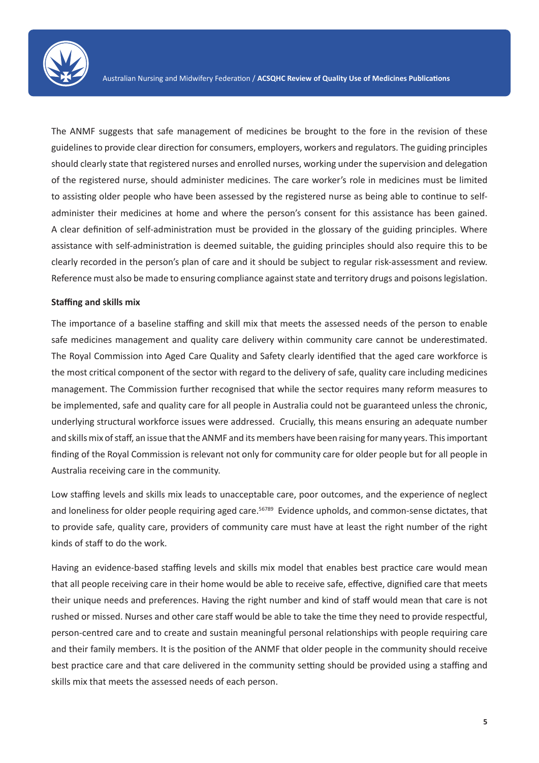The ANMF suggests that safe management of medicines be brought to the fore in the revision of these guidelines to provide clear direction for consumers, employers, workers and regulators. The guiding principles should clearly state that registered nurses and enrolled nurses, working under the supervision and delegation of the registered nurse, should administer medicines. The care worker's role in medicines must be limited to assisting older people who have been assessed by the registered nurse as being able to continue to self-administer their medicines at home and where the person's consent for this assistance has been gained. A clear definition of self-administration must be provided in the glossary of the guiding principles. Where assistance with self-administration is deemed suitable, the guiding principles should also require this to be clearly recorded in the person's plan of care and it should be subject to regular risk-assessment and review. Reference must also be made to ensuring compliance against state and territory drugs and poisons legislation.

**Staffing and skills mix**

The importance of a baseline staffing and skill mix that meets the assessed needs of the person to enable safe medicines management and quality care delivery within community care cannot be underestimated. The Royal Commission into Aged Care Quality and Safety clearly identified that the aged care workforce is the most critical component of the sector with regard to the delivery of safe, quality care including medicines management. The Commission further recognised that while the sector requires many reform measures to be implemented, safe and quality care for all people in Australia could not be guaranteed unless the chronic, underlying structural workforce issues were addressed. Crucially, this means ensuring an adequate number and skills mix of staff, an issue that the ANMF and its members have been raising for many years. This important finding of the Royal Commission is relevant not only for community care for older people but for all people in Australia receiving care in the community.

Low staffing levels and skills mix leads to unacceptable care, poor outcomes, and the experience of neglect and loneliness for older people requiring aged care.[5,6,7,8,9] Evidence upholds, and common-sense dictates, that to provide safe, quality care, providers of community care must have at least the right number of the right kinds of staff to do the work.

Having an evidence-based staffing levels and skills mix model that enables best practice care would mean that all people receiving care in their home would be able to receive safe, effective, dignified care that meets their unique needs and preferences. Having the right number and kind of staff would mean that care is not rushed or missed. Nurses and other care staff would be able to take the time they need to provide respectful, person-centred care and to create and sustain meaningful personal relationships with people requiring care and their family members. It is the position of the ANMF that older people in the community should receive best practice care and that care delivered in the community setting should be provided using a staffing and skills mix that meets the assessed needs of each person.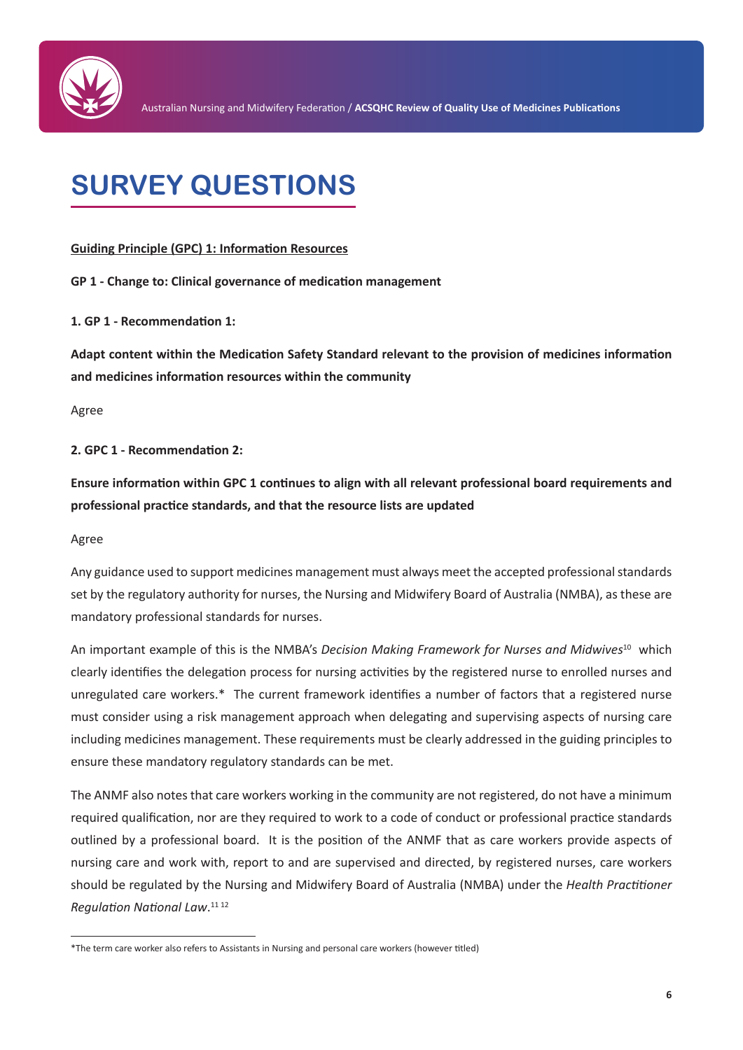# SURVEY QUESTIONS

**Guiding Principle (GPC) 1: Information Resources**

**GP 1 - Change to: Clinical governance of medication management**

**1. GP 1 - Recommendation 1:**

**Adapt content within the Medication Safety Standard relevant to the provision of medicines information and medicines information resources within the community**

Agree

**2. GPC 1 - Recommendation 2:**

**Ensure information within GPC 1 continues to align with all relevant professional board requirements and professional practice standards, and that the resource lists are updated**

Agree

Any guidance used to support medicines management must always meet the accepted professional standards set by the regulatory authority for nurses, the Nursing and Midwifery Board of Australia (NMBA), as these are mandatory professional standards for nurses.

An important example of this is the NMBA's *Decision Making Framework for Nurses and Midwives*[10] which clearly identifies the delegation process for nursing activities by the registered nurse to enrolled nurses and unregulated care workers.* The current framework identifies a number of factors that a registered nurse must consider using a risk management approach when delegating and supervising aspects of nursing care including medicines management. These requirements must be clearly addressed in the guiding principles to ensure these mandatory regulatory standards can be met.

The ANMF also notes that care workers working in the community are not registered, do not have a minimum required qualification, nor are they required to work to a code of conduct or professional practice standards outlined by a professional board. It is the position of the ANMF that as care workers provide aspects of nursing care and work with, report to and are supervised and directed, by registered nurses, care workers should be regulated by the Nursing and Midwifery Board of Australia (NMBA) under the *Health Practitioner Regulation National Law*.[11 12]

*The term care worker also refers to Assistants in Nursing and personal care workers (however titled)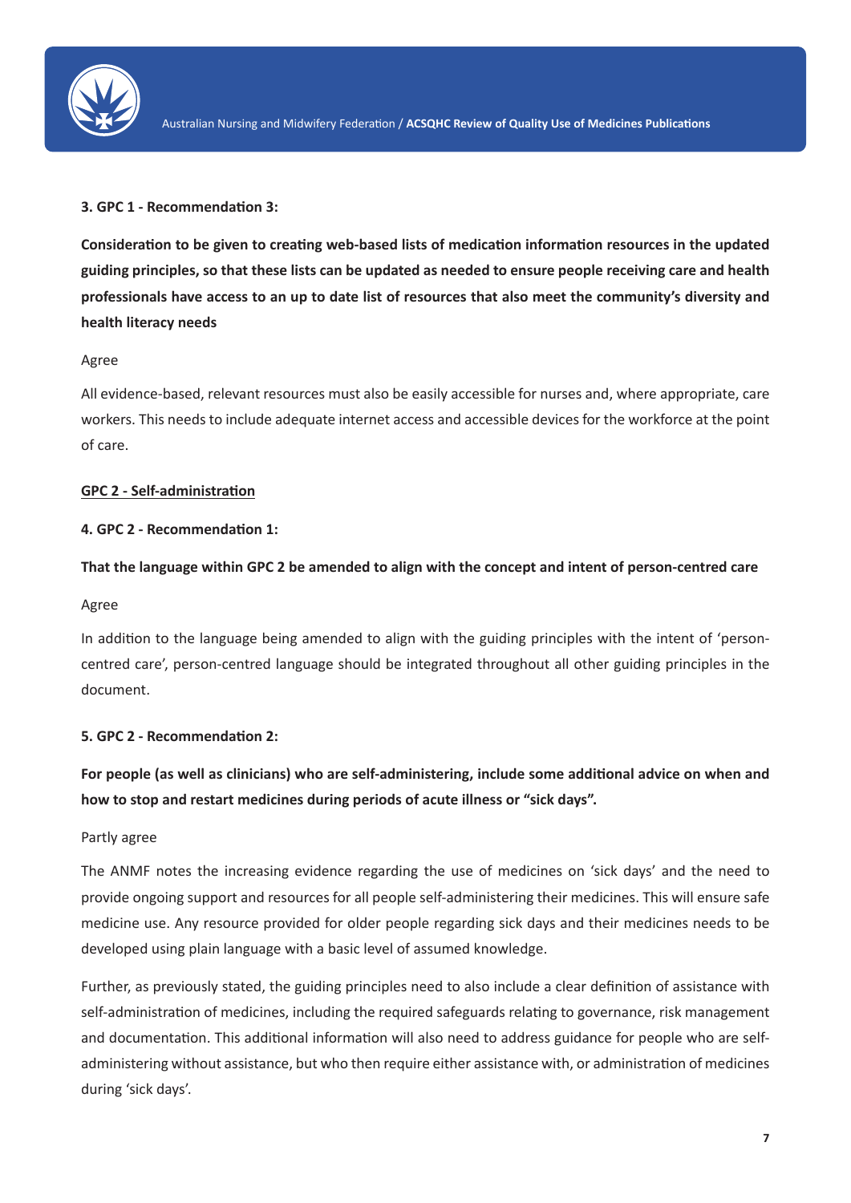**3. GPC 1 - Recommendation 3:**

**Consideration to be given to creating web-based lists of medication information resources in the updated guiding principles, so that these lists can be updated as needed to ensure people receiving care and health professionals have access to an up to date list of resources that also meet the community's diversity and health literacy needs**

Agree

All evidence-based, relevant resources must also be easily accessible for nurses and, where appropriate, care workers. This needs to include adequate internet access and accessible devices for the workforce at the point of care.

**GPC 2 - Self-administration**

**4. GPC 2 - Recommendation 1:**

**That the language within GPC 2 be amended to align with the concept and intent of person-centred care**

Agree

In addition to the language being amended to align with the guiding principles with the intent of 'person-centred care', person-centred language should be integrated throughout all other guiding principles in the document.

**5. GPC 2 - Recommendation 2:**

**For people (as well as clinicians) who are self-administering, include some additional advice on when and how to stop and restart medicines during periods of acute illness or "sick days".**

Partly agree

The ANMF notes the increasing evidence regarding the use of medicines on 'sick days' and the need to provide ongoing support and resources for all people self-administering their medicines. This will ensure safe medicine use. Any resource provided for older people regarding sick days and their medicines needs to be developed using plain language with a basic level of assumed knowledge.

Further, as previously stated, the guiding principles need to also include a clear definition of assistance with self-administration of medicines, including the required safeguards relating to governance, risk management and documentation. This additional information will also need to address guidance for people who are self-administering without assistance, but who then require either assistance with, or administration of medicines during 'sick days'.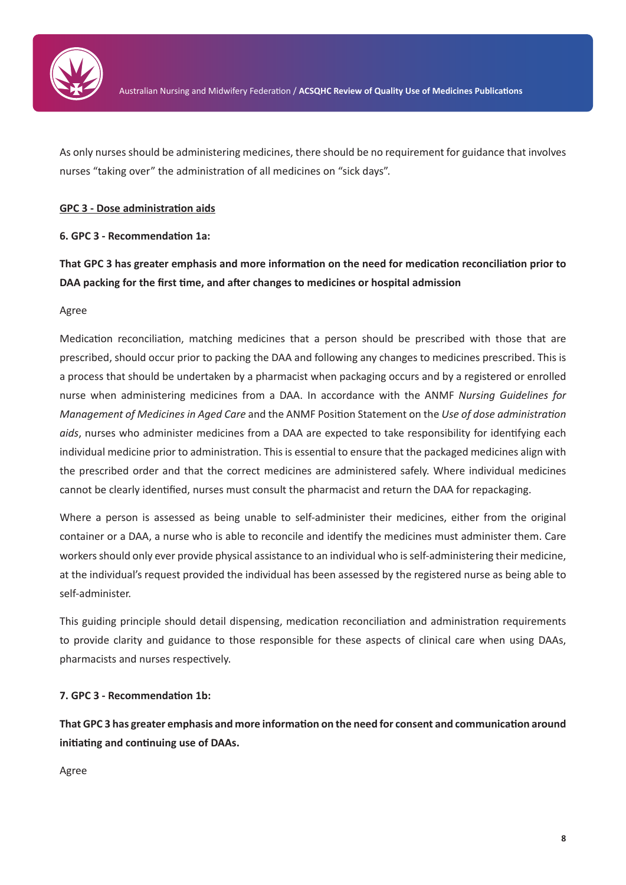As only nurses should be administering medicines, there should be no requirement for guidance that involves nurses "taking over" the administration of all medicines on "sick days".

### GPC 3 - Dose administration aids

**6. GPC 3 - Recommendation 1a:**

**That GPC 3 has greater emphasis and more information on the need for medication reconciliation prior to DAA packing for the first time, and after changes to medicines or hospital admission**

Agree

Medication reconciliation, matching medicines that a person should be prescribed with those that are prescribed, should occur prior to packing the DAA and following any changes to medicines prescribed. This is a process that should be undertaken by a pharmacist when packaging occurs and by a registered or enrolled nurse when administering medicines from a DAA. In accordance with the ANMF *Nursing Guidelines for Management of Medicines in Aged Care* and the ANMF Position Statement on the *Use of dose administration aids*, nurses who administer medicines from a DAA are expected to take responsibility for identifying each individual medicine prior to administration. This is essential to ensure that the packaged medicines align with the prescribed order and that the correct medicines are administered safely. Where individual medicines cannot be clearly identified, nurses must consult the pharmacist and return the DAA for repackaging.

Where a person is assessed as being unable to self-administer their medicines, either from the original container or a DAA, a nurse who is able to reconcile and identify the medicines must administer them. Care workers should only ever provide physical assistance to an individual who is self-administering their medicine, at the individual's request provided the individual has been assessed by the registered nurse as being able to self-administer.

This guiding principle should detail dispensing, medication reconciliation and administration requirements to provide clarity and guidance to those responsible for these aspects of clinical care when using DAAs, pharmacists and nurses respectively.

**7. GPC 3 - Recommendation 1b:**

**That GPC 3 has greater emphasis and more information on the need for consent and communication around initiating and continuing use of DAAs.**

Agree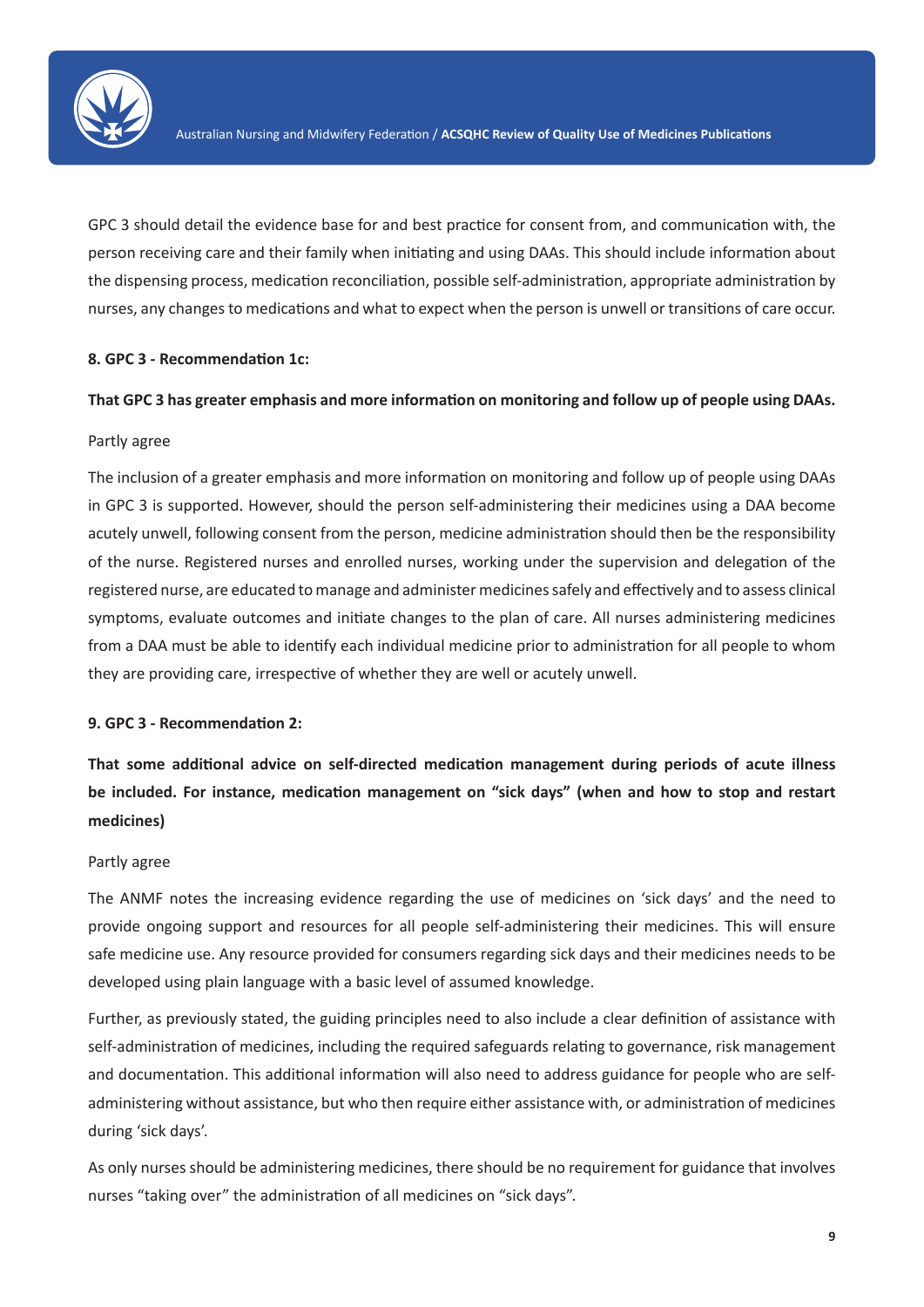GPC 3 should detail the evidence base for and best practice for consent from, and communication with, the person receiving care and their family when initiating and using DAAs. This should include information about the dispensing process, medication reconciliation, possible self-administration, appropriate administration by nurses, any changes to medications and what to expect when the person is unwell or transitions of care occur.

**8. GPC 3 - Recommendation 1c:**

**That GPC 3 has greater emphasis and more information on monitoring and follow up of people using DAAs.**

Partly agree

The inclusion of a greater emphasis and more information on monitoring and follow up of people using DAAs in GPC 3 is supported. However, should the person self-administering their medicines using a DAA become acutely unwell, following consent from the person, medicine administration should then be the responsibility of the nurse. Registered nurses and enrolled nurses, working under the supervision and delegation of the registered nurse, are educated to manage and administer medicines safely and effectively and to assess clinical symptoms, evaluate outcomes and initiate changes to the plan of care. All nurses administering medicines from a DAA must be able to identify each individual medicine prior to administration for all people to whom they are providing care, irrespective of whether they are well or acutely unwell.

**9. GPC 3 - Recommendation 2:**

**That some additional advice on self-directed medication management during periods of acute illness be included. For instance, medication management on "sick days" (when and how to stop and restart medicines)**

Partly agree

The ANMF notes the increasing evidence regarding the use of medicines on 'sick days' and the need to provide ongoing support and resources for all people self-administering their medicines. This will ensure safe medicine use. Any resource provided for consumers regarding sick days and their medicines needs to be developed using plain language with a basic level of assumed knowledge.

Further, as previously stated, the guiding principles need to also include a clear definition of assistance with self-administration of medicines, including the required safeguards relating to governance, risk management and documentation. This additional information will also need to address guidance for people who are self-administering without assistance, but who then require either assistance with, or administration of medicines during 'sick days'.

As only nurses should be administering medicines, there should be no requirement for guidance that involves nurses "taking over" the administration of all medicines on "sick days".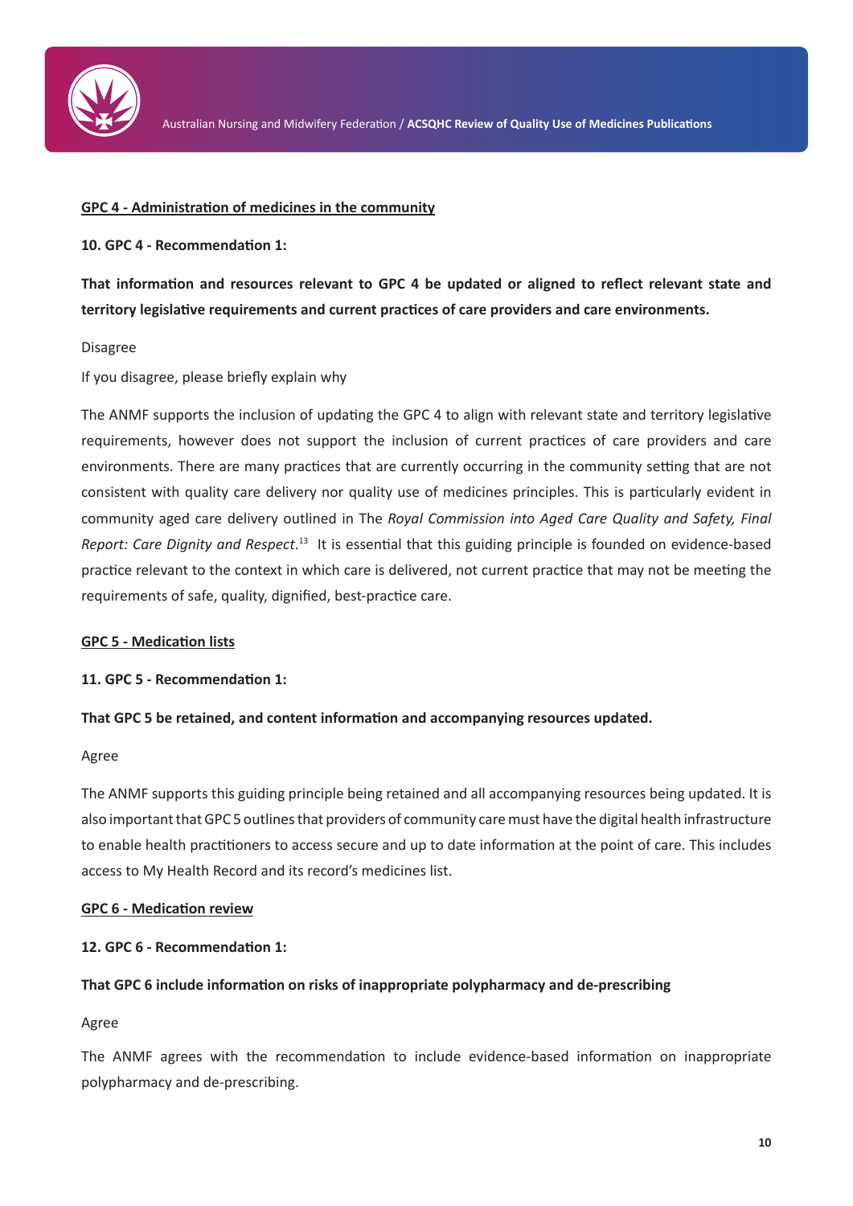**GPC 4 - Administration of medicines in the community**

**10. GPC 4 - Recommendation 1:**

**That information and resources relevant to GPC 4 be updated or aligned to reflect relevant state and territory legislative requirements and current practices of care providers and care environments.**

Disagree

If you disagree, please briefly explain why

The ANMF supports the inclusion of updating the GPC 4 to align with relevant state and territory legislative requirements, however does not support the inclusion of current practices of care providers and care environments. There are many practices that are currently occurring in the community setting that are not consistent with quality care delivery nor quality use of medicines principles. This is particularly evident in community aged care delivery outlined in The *Royal Commission into Aged Care Quality and Safety, Final Report: Care Dignity and Respect*.[13] It is essential that this guiding principle is founded on evidence-based practice relevant to the context in which care is delivered, not current practice that may not be meeting the requirements of safe, quality, dignified, best-practice care.

**GPC 5 - Medication lists**

**11. GPC 5 - Recommendation 1:**

**That GPC 5 be retained, and content information and accompanying resources updated.**

Agree

The ANMF supports this guiding principle being retained and all accompanying resources being updated. It is also important that GPC 5 outlines that providers of community care must have the digital health infrastructure to enable health practitioners to access secure and up to date information at the point of care. This includes access to My Health Record and its record's medicines list.

**GPC 6 - Medication review**

**12. GPC 6 - Recommendation 1:**

**That GPC 6 include information on risks of inappropriate polypharmacy and de-prescribing**

Agree

The ANMF agrees with the recommendation to include evidence-based information on inappropriate polypharmacy and de-prescribing.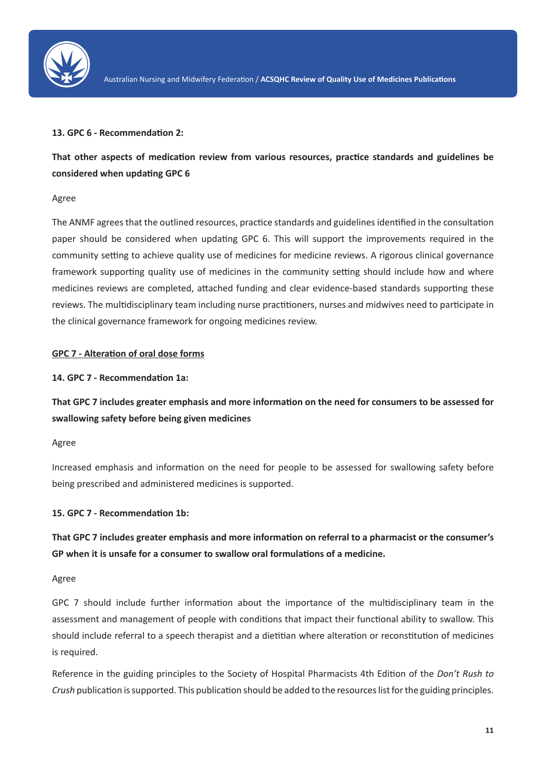**13. GPC 6 - Recommendation 2:**

**That other aspects of medication review from various resources, practice standards and guidelines be considered when updating GPC 6**

Agree

The ANMF agrees that the outlined resources, practice standards and guidelines identified in the consultation paper should be considered when updating GPC 6. This will support the improvements required in the community setting to achieve quality use of medicines for medicine reviews. A rigorous clinical governance framework supporting quality use of medicines in the community setting should include how and where medicines reviews are completed, attached funding and clear evidence-based standards supporting these reviews. The multidisciplinary team including nurse practitioners, nurses and midwives need to participate in the clinical governance framework for ongoing medicines review.

**GPC 7 - Alteration of oral dose forms**

**14. GPC 7 - Recommendation 1a:**

**That GPC 7 includes greater emphasis and more information on the need for consumers to be assessed for swallowing safety before being given medicines**

Agree

Increased emphasis and information on the need for people to be assessed for swallowing safety before being prescribed and administered medicines is supported.

**15. GPC 7 - Recommendation 1b:**

**That GPC 7 includes greater emphasis and more information on referral to a pharmacist or the consumer's GP when it is unsafe for a consumer to swallow oral formulations of a medicine.**

Agree

GPC 7 should include further information about the importance of the multidisciplinary team in the assessment and management of people with conditions that impact their functional ability to swallow. This should include referral to a speech therapist and a dietitian where alteration or reconstitution of medicines is required.

Reference in the guiding principles to the Society of Hospital Pharmacists 4th Edition of the *Don't Rush to Crush* publication is supported. This publication should be added to the resources list for the guiding principles.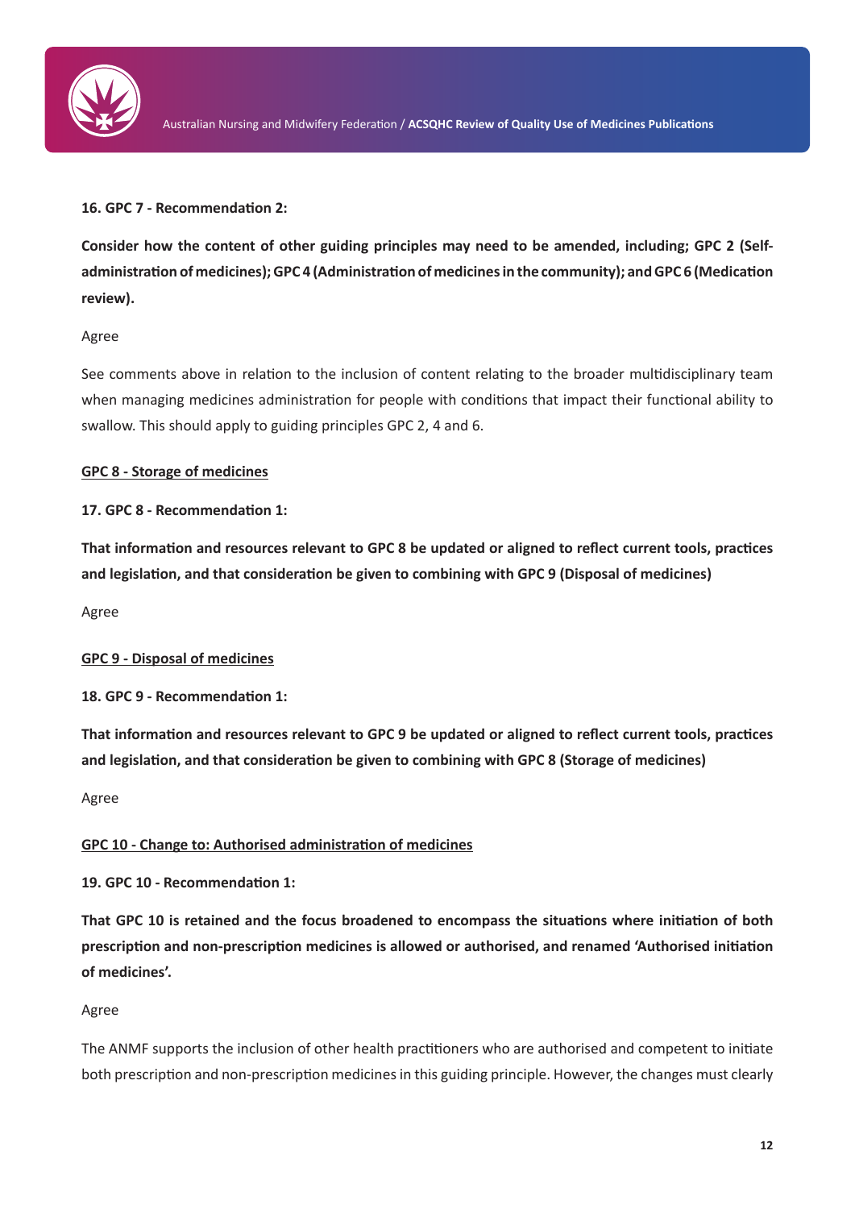**16. GPC 7 - Recommendation 2:**

**Consider how the content of other guiding principles may need to be amended, including; GPC 2 (Self-administration of medicines); GPC 4 (Administration of medicines in the community); and GPC 6 (Medication review).**

Agree

See comments above in relation to the inclusion of content relating to the broader multidisciplinary team when managing medicines administration for people with conditions that impact their functional ability to swallow. This should apply to guiding principles GPC 2, 4 and 6.

**<u>GPC 8 - Storage of medicines</u>**

**17. GPC 8 - Recommendation 1:**

**That information and resources relevant to GPC 8 be updated or aligned to reflect current tools, practices and legislation, and that consideration be given to combining with GPC 9 (Disposal of medicines)**

Agree

**<u>GPC 9 - Disposal of medicines</u>**

**18. GPC 9 - Recommendation 1:**

**That information and resources relevant to GPC 9 be updated or aligned to reflect current tools, practices and legislation, and that consideration be given to combining with GPC 8 (Storage of medicines)**

Agree

**<u>GPC 10 - Change to: Authorised administration of medicines</u>**

**19. GPC 10 - Recommendation 1:**

**That GPC 10 is retained and the focus broadened to encompass the situations where initiation of both prescription and non-prescription medicines is allowed or authorised, and renamed 'Authorised initiation of medicines'.**

Agree

The ANMF supports the inclusion of other health practitioners who are authorised and competent to initiate both prescription and non-prescription medicines in this guiding principle. However, the changes must clearly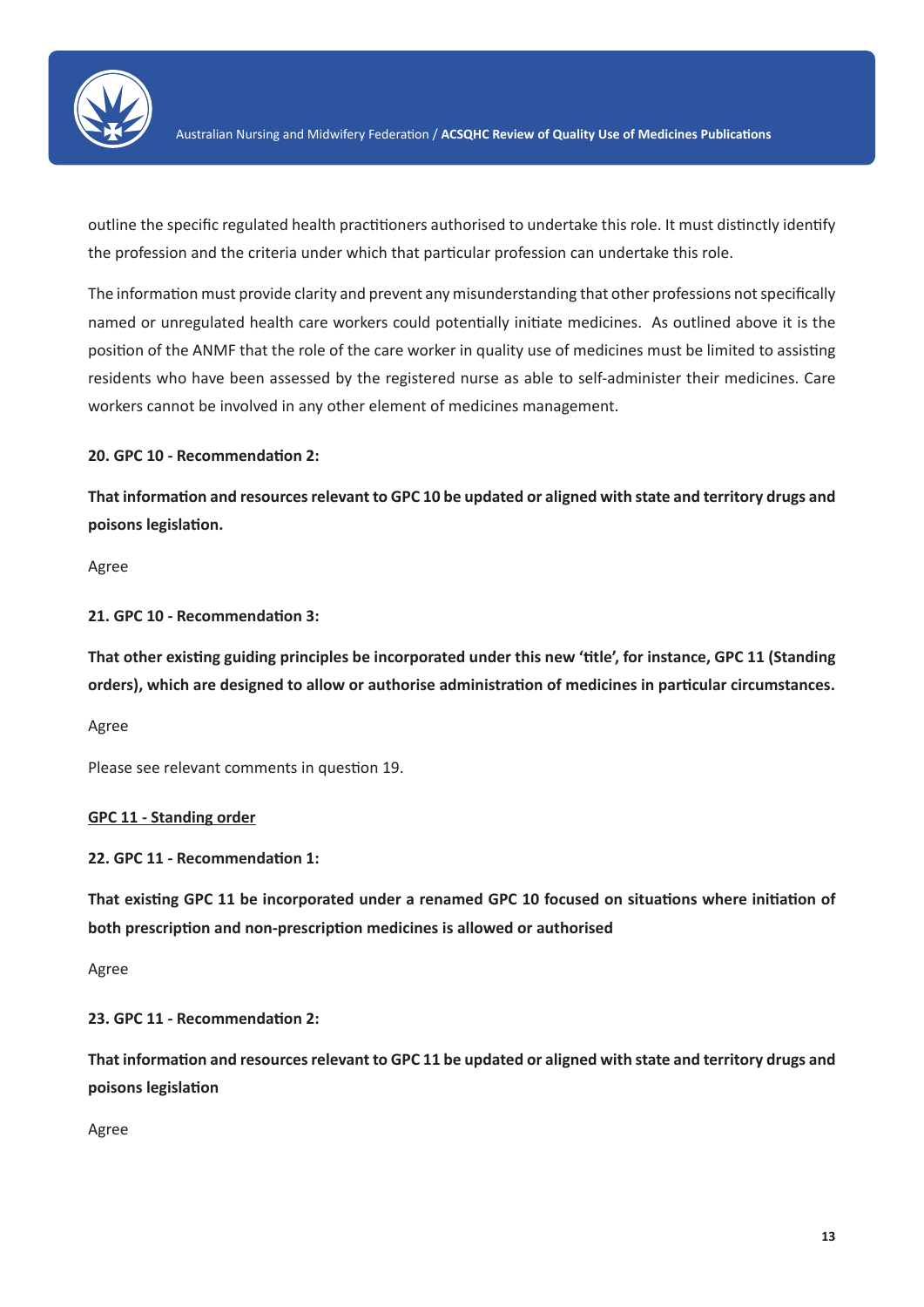outline the specific regulated health practitioners authorised to undertake this role. It must distinctly identify the profession and the criteria under which that particular profession can undertake this role.

The information must provide clarity and prevent any misunderstanding that other professions not specifically named or unregulated health care workers could potentially initiate medicines. As outlined above it is the position of the ANMF that the role of the care worker in quality use of medicines must be limited to assisting residents who have been assessed by the registered nurse as able to self-administer their medicines. Care workers cannot be involved in any other element of medicines management.

**20. GPC 10 - Recommendation 2:**

**That information and resources relevant to GPC 10 be updated or aligned with state and territory drugs and poisons legislation.**

Agree

**21. GPC 10 - Recommendation 3:**

**That other existing guiding principles be incorporated under this new 'title', for instance, GPC 11 (Standing orders), which are designed to allow or authorise administration of medicines in particular circumstances.**

Agree

Please see relevant comments in question 19.

**GPC 11 - Standing order**

**22. GPC 11 - Recommendation 1:**

**That existing GPC 11 be incorporated under a renamed GPC 10 focused on situations where initiation of both prescription and non-prescription medicines is allowed or authorised**

Agree

**23. GPC 11 - Recommendation 2:**

**That information and resources relevant to GPC 11 be updated or aligned with state and territory drugs and poisons legislation**

Agree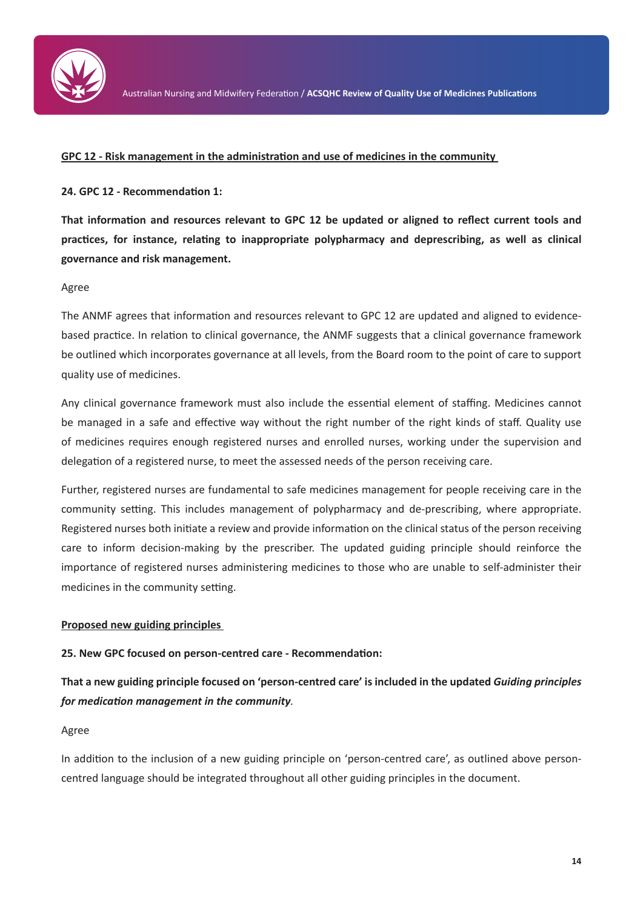**GPC 12 - Risk management in the administration and use of medicines in the community**

**24. GPC 12 - Recommendation 1:**

**That information and resources relevant to GPC 12 be updated or aligned to reflect current tools and practices, for instance, relating to inappropriate polypharmacy and deprescribing, as well as clinical governance and risk management.**

Agree

The ANMF agrees that information and resources relevant to GPC 12 are updated and aligned to evidence-based practice. In relation to clinical governance, the ANMF suggests that a clinical governance framework be outlined which incorporates governance at all levels, from the Board room to the point of care to support quality use of medicines.

Any clinical governance framework must also include the essential element of staffing. Medicines cannot be managed in a safe and effective way without the right number of the right kinds of staff. Quality use of medicines requires enough registered nurses and enrolled nurses, working under the supervision and delegation of a registered nurse, to meet the assessed needs of the person receiving care.

Further, registered nurses are fundamental to safe medicines management for people receiving care in the community setting. This includes management of polypharmacy and de-prescribing, where appropriate. Registered nurses both initiate a review and provide information on the clinical status of the person receiving care to inform decision-making by the prescriber. The updated guiding principle should reinforce the importance of registered nurses administering medicines to those who are unable to self-administer their medicines in the community setting.

**Proposed new guiding principles**

**25. New GPC focused on person-centred care - Recommendation:**

**That a new guiding principle focused on 'person-centred care' is included in the updated *Guiding principles for medication management in the community*.**

Agree

In addition to the inclusion of a new guiding principle on 'person-centred care', as outlined above person-centred language should be integrated throughout all other guiding principles in the document.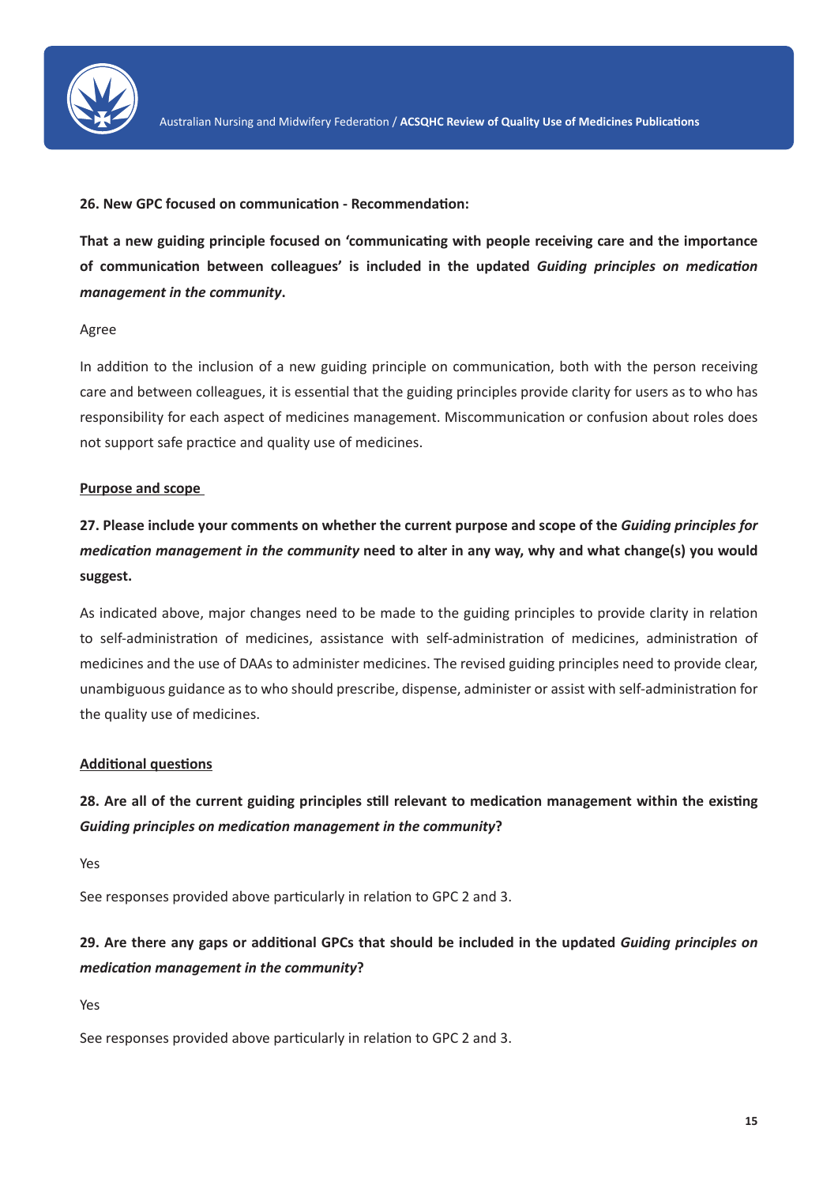**26. New GPC focused on communication - Recommendation:**

**That a new guiding principle focused on 'communicating with people receiving care and the importance of communication between colleagues' is included in the updated *Guiding principles on medication management in the community*.**

Agree

In addition to the inclusion of a new guiding principle on communication, both with the person receiving care and between colleagues, it is essential that the guiding principles provide clarity for users as to who has responsibility for each aspect of medicines management. Miscommunication or confusion about roles does not support safe practice and quality use of medicines.

<u>**Purpose and scope**</u>

**27. Please include your comments on whether the current purpose and scope of the *Guiding principles for medication management in the community* need to alter in any way, why and what change(s) you would suggest.**

As indicated above, major changes need to be made to the guiding principles to provide clarity in relation to self-administration of medicines, assistance with self-administration of medicines, administration of medicines and the use of DAAs to administer medicines. The revised guiding principles need to provide clear, unambiguous guidance as to who should prescribe, dispense, administer or assist with self-administration for the quality use of medicines.

<u>**Additional questions**</u>

**28. Are all of the current guiding principles still relevant to medication management within the existing *Guiding principles on medication management in the community*?**

Yes

See responses provided above particularly in relation to GPC 2 and 3.

**29. Are there any gaps or additional GPCs that should be included in the updated *Guiding principles on medication management in the community*?**

Yes

See responses provided above particularly in relation to GPC 2 and 3.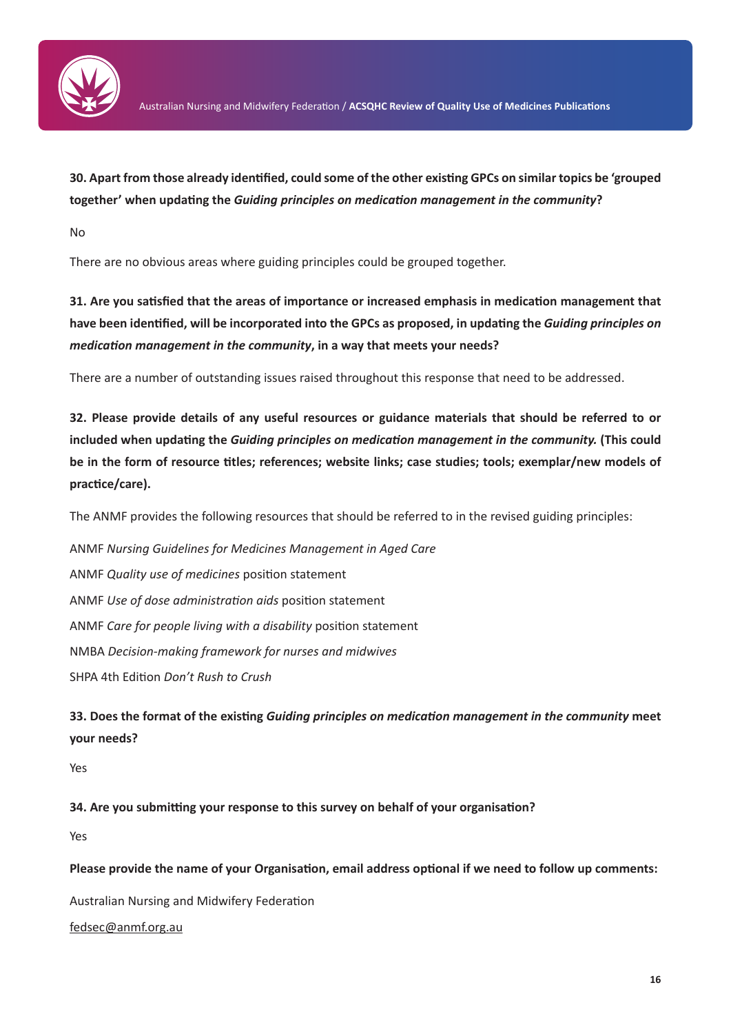**30. Apart from those already identified, could some of the other existing GPCs on similar topics be 'grouped together' when updating the *Guiding principles on medication management in the community*?**

No

There are no obvious areas where guiding principles could be grouped together.

**31. Are you satisfied that the areas of importance or increased emphasis in medication management that have been identified, will be incorporated into the GPCs as proposed, in updating the *Guiding principles on medication management in the community*, in a way that meets your needs?**

There are a number of outstanding issues raised throughout this response that need to be addressed.

**32. Please provide details of any useful resources or guidance materials that should be referred to or included when updating the *Guiding principles on medication management in the community.* (This could be in the form of resource titles; references; website links; case studies; tools; exemplar/new models of practice/care).**

The ANMF provides the following resources that should be referred to in the revised guiding principles:

ANMF *Nursing Guidelines for Medicines Management in Aged Care*

ANMF *Quality use of medicines* position statement

ANMF *Use of dose administration aids* position statement

ANMF *Care for people living with a disability* position statement

NMBA *Decision-making framework for nurses and midwives*

SHPA 4th Edition *Don't Rush to Crush*

**33. Does the format of the existing *Guiding principles on medication management in the community* meet your needs?**

Yes

**34. Are you submitting your response to this survey on behalf of your organisation?**

Yes

**Please provide the name of your Organisation, email address optional if we need to follow up comments:**

Australian Nursing and Midwifery Federation

fedsec@anmf.org.au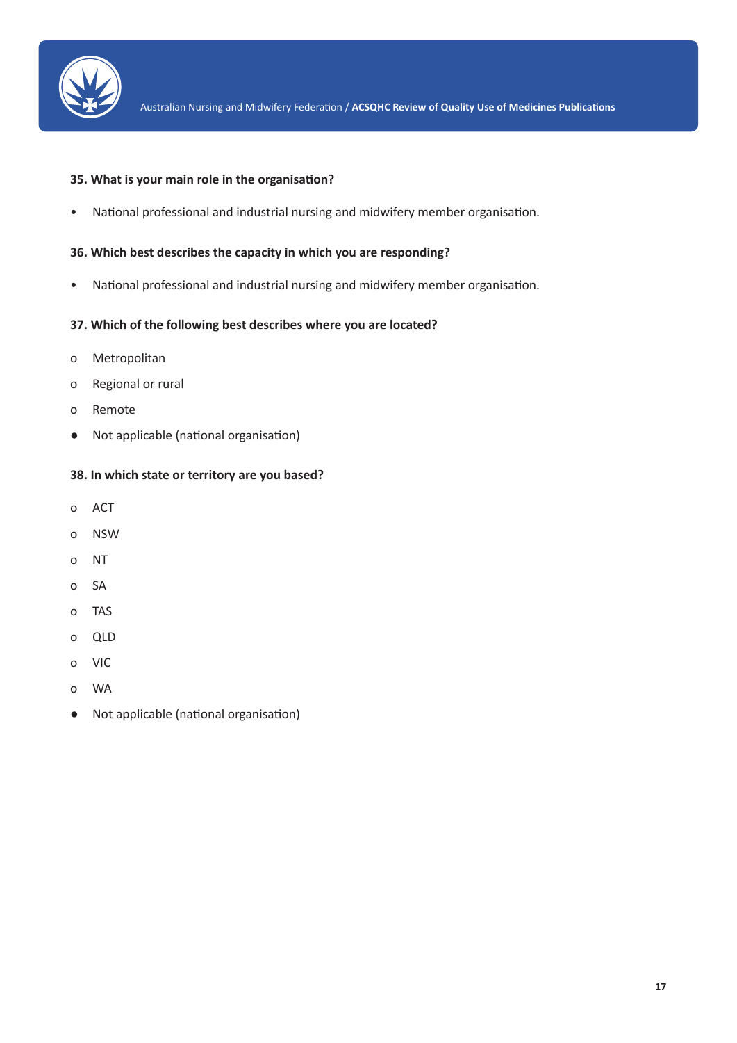**35. What is your main role in the organisation?**

- National professional and industrial nursing and midwifery member organisation.

**36. Which best describes the capacity in which you are responding?**

- National professional and industrial nursing and midwifery member organisation.

**37. Which of the following best describes where you are located?**

o Metropolitan

o Regional or rural

o Remote

● Not applicable (national organisation)

**38. In which state or territory are you based?**

o ACT

o NSW

o NT

o SA

o TAS

o QLD

o VIC

o WA

● Not applicable (national organisation)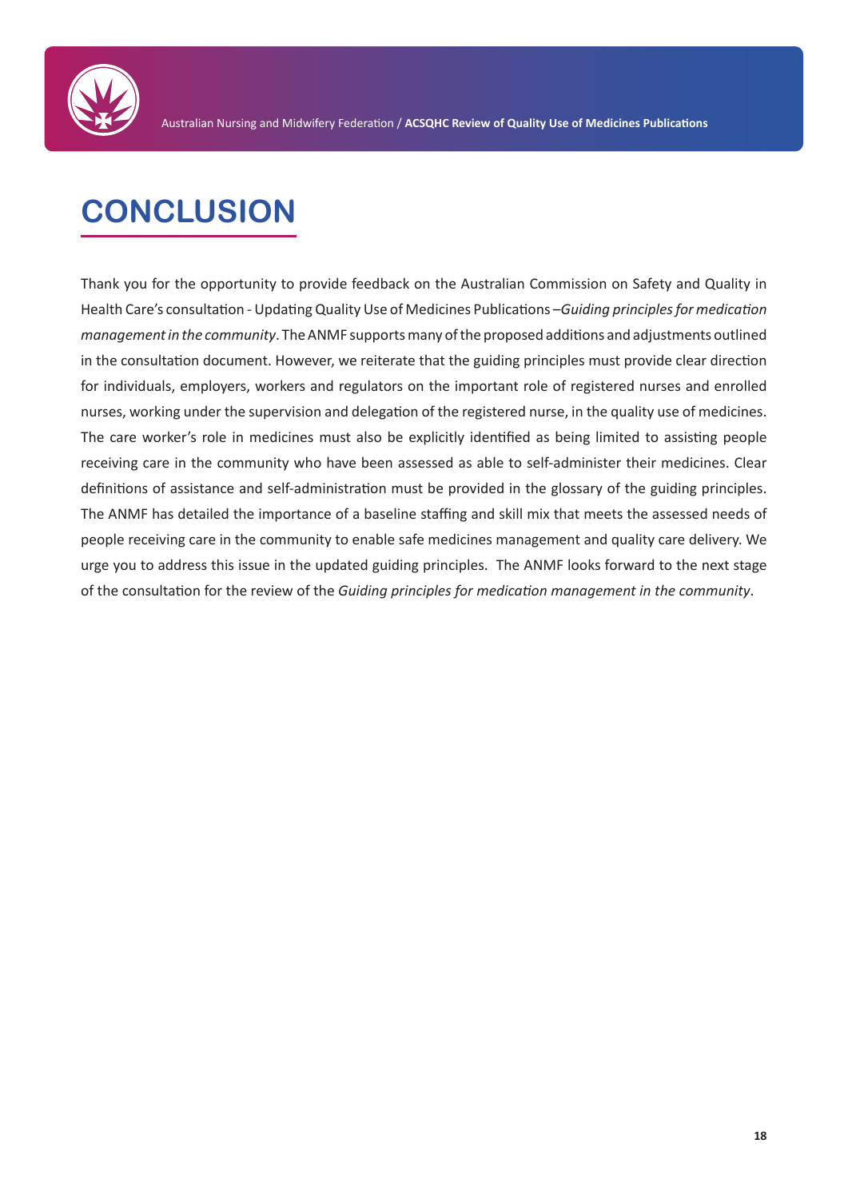# CONCLUSION

Thank you for the opportunity to provide feedback on the Australian Commission on Safety and Quality in Health Care's consultation - Updating Quality Use of Medicines Publications –*Guiding principles for medication management in the community*. The ANMF supports many of the proposed additions and adjustments outlined in the consultation document. However, we reiterate that the guiding principles must provide clear direction for individuals, employers, workers and regulators on the important role of registered nurses and enrolled nurses, working under the supervision and delegation of the registered nurse, in the quality use of medicines. The care worker's role in medicines must also be explicitly identified as being limited to assisting people receiving care in the community who have been assessed as able to self-administer their medicines. Clear definitions of assistance and self-administration must be provided in the glossary of the guiding principles. The ANMF has detailed the importance of a baseline staffing and skill mix that meets the assessed needs of people receiving care in the community to enable safe medicines management and quality care delivery. We urge you to address this issue in the updated guiding principles. The ANMF looks forward to the next stage of the consultation for the review of the *Guiding principles for medication management in the community*.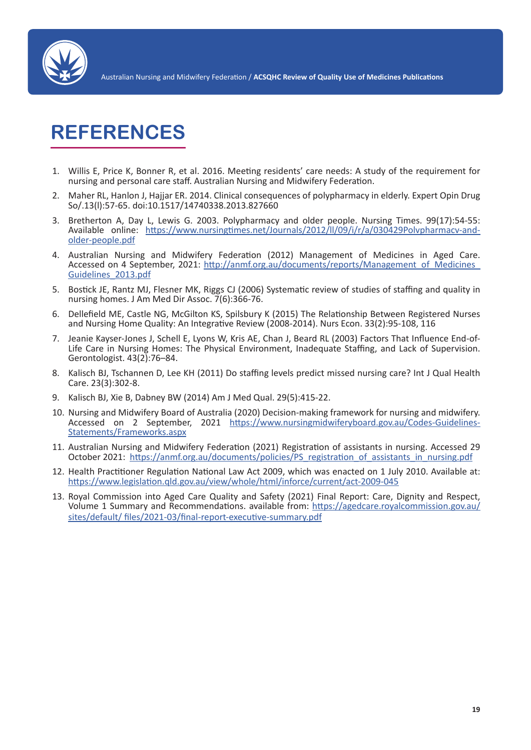# REFERENCES

1. Willis E, Price K, Bonner R, et al. 2016. Meeting residents' care needs: A study of the requirement for nursing and personal care staff. Australian Nursing and Midwifery Federation.
2. Maher RL, Hanlon J, Hajjar ER. 2014. Clinical consequences of polypharmacy in elderly. Expert Opin Drug So/.13(l):57-65. doi:10.1517/14740338.2013.827660
3. Bretherton A, Day L, Lewis G. 2003. Polypharmacy and older people. Nursing Times. 99(17):54-55: Available online: https://www.nursingtimes.net/Journals/2012/ll/09/i/r/a/030429Polvpharmacv-and-older-people.pdf
4. Australian Nursing and Midwifery Federation (2012) Management of Medicines in Aged Care. Accessed on 4 September, 2021: http://anmf.org.au/documents/reports/Management_of_Medicines_Guidelines_2013.pdf
5. Bostick JE, Rantz MJ, Flesner MK, Riggs CJ (2006) Systematic review of studies of staffing and quality in nursing homes. J Am Med Dir Assoc. 7(6):366-76.
6. Dellefield ME, Castle NG, McGilton KS, Spilsbury K (2015) The Relationship Between Registered Nurses and Nursing Home Quality: An Integrative Review (2008-2014). Nurs Econ. 33(2):95-108, 116
7. Jeanie Kayser-Jones J, Schell E, Lyons W, Kris AE, Chan J, Beard RL (2003) Factors That Influence End-of-Life Care in Nursing Homes: The Physical Environment, Inadequate Staffing, and Lack of Supervision. Gerontologist. 43(2):76–84.
8. Kalisch BJ, Tschannen D, Lee KH (2011) Do staffing levels predict missed nursing care? Int J Qual Health Care. 23(3):302-8.
9. Kalisch BJ, Xie B, Dabney BW (2014) Am J Med Qual. 29(5):415-22.
10. Nursing and Midwifery Board of Australia (2020) Decision-making framework for nursing and midwifery. Accessed on 2 September, 2021 https://www.nursingmidwiferyboard.gov.au/Codes-Guidelines-Statements/Frameworks.aspx
11. Australian Nursing and Midwifery Federation (2021) Registration of assistants in nursing. Accessed 29 October 2021: https://anmf.org.au/documents/policies/PS_registration_of_assistants_in_nursing.pdf
12. Health Practitioner Regulation National Law Act 2009, which was enacted on 1 July 2010. Available at: https://www.legislation.qld.gov.au/view/whole/html/inforce/current/act-2009-045
13. Royal Commission into Aged Care Quality and Safety (2021) Final Report: Care, Dignity and Respect, Volume 1 Summary and Recommendations. available from: https://agedcare.royalcommission.gov.au/sites/default/ files/2021-03/final-report-executive-summary.pdf